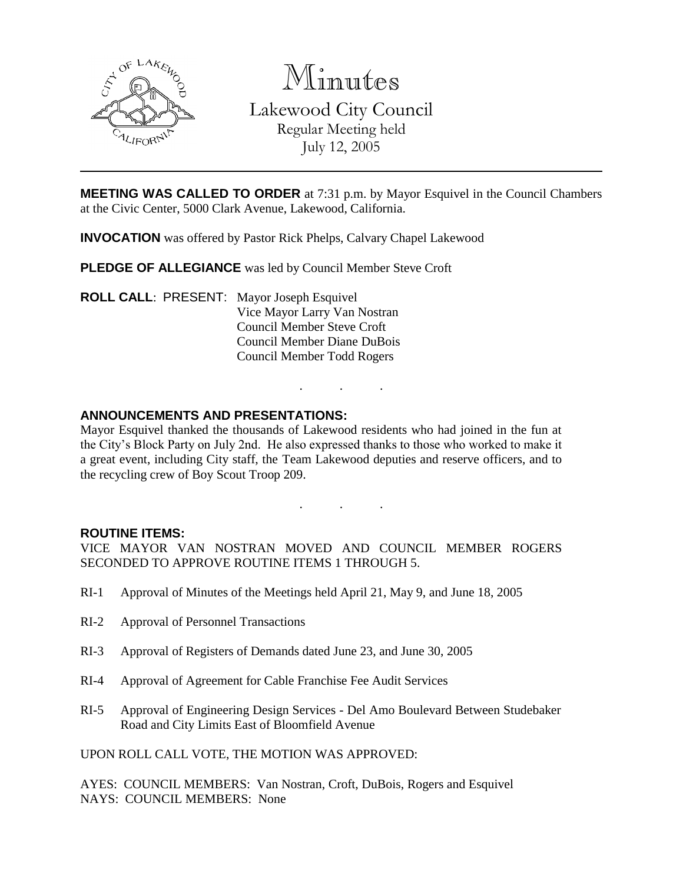# Minutes

Lakewood City Council
Regular Meeting held
July 12, 2005

---

**MEETING WAS CALLED TO ORDER** at 7:31 p.m. by Mayor Esquivel in the Council Chambers at the Civic Center, 5000 Clark Avenue, Lakewood, California.

**INVOCATION** was offered by Pastor Rick Phelps, Calvary Chapel Lakewood

**PLEDGE OF ALLEGIANCE** was led by Council Member Steve Croft

**ROLL CALL**: PRESENT: Mayor Joseph Esquivel
Vice Mayor Larry Van Nostran
Council Member Steve Croft
Council Member Diane DuBois
Council Member Todd Rogers

. . .

**ANNOUNCEMENTS AND PRESENTATIONS:**

Mayor Esquivel thanked the thousands of Lakewood residents who had joined in the fun at the City's Block Party on July 2nd. He also expressed thanks to those who worked to make it a great event, including City staff, the Team Lakewood deputies and reserve officers, and to the recycling crew of Boy Scout Troop 209.

. . .

**ROUTINE ITEMS:**

VICE MAYOR VAN NOSTRAN MOVED AND COUNCIL MEMBER ROGERS SECONDED TO APPROVE ROUTINE ITEMS 1 THROUGH 5.

RI-1 Approval of Minutes of the Meetings held April 21, May 9, and June 18, 2005

RI-2 Approval of Personnel Transactions

RI-3 Approval of Registers of Demands dated June 23, and June 30, 2005

RI-4 Approval of Agreement for Cable Franchise Fee Audit Services

RI-5 Approval of Engineering Design Services - Del Amo Boulevard Between Studebaker Road and City Limits East of Bloomfield Avenue

UPON ROLL CALL VOTE, THE MOTION WAS APPROVED:

AYES: COUNCIL MEMBERS: Van Nostran, Croft, DuBois, Rogers and Esquivel
NAYS: COUNCIL MEMBERS: None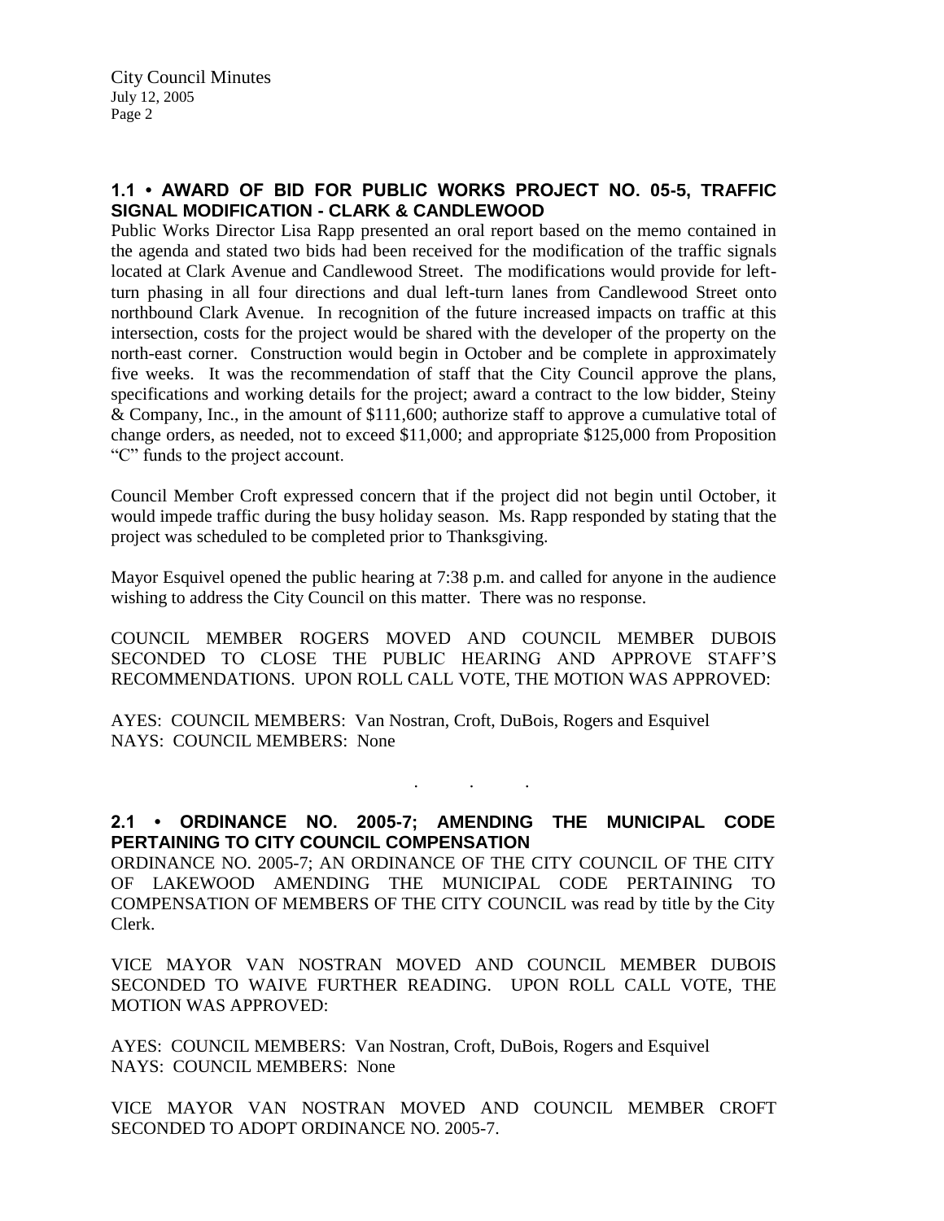## 1.1 • AWARD OF BID FOR PUBLIC WORKS PROJECT NO. 05-5, TRAFFIC SIGNAL MODIFICATION - CLARK & CANDLEWOOD

Public Works Director Lisa Rapp presented an oral report based on the memo contained in the agenda and stated two bids had been received for the modification of the traffic signals located at Clark Avenue and Candlewood Street. The modifications would provide for left-turn phasing in all four directions and dual left-turn lanes from Candlewood Street onto northbound Clark Avenue. In recognition of the future increased impacts on traffic at this intersection, costs for the project would be shared with the developer of the property on the north-east corner. Construction would begin in October and be complete in approximately five weeks. It was the recommendation of staff that the City Council approve the plans, specifications and working details for the project; award a contract to the low bidder, Steiny & Company, Inc., in the amount of $111,600; authorize staff to approve a cumulative total of change orders, as needed, not to exceed $11,000; and appropriate $125,000 from Proposition "C" funds to the project account.

Council Member Croft expressed concern that if the project did not begin until October, it would impede traffic during the busy holiday season. Ms. Rapp responded by stating that the project was scheduled to be completed prior to Thanksgiving.

Mayor Esquivel opened the public hearing at 7:38 p.m. and called for anyone in the audience wishing to address the City Council on this matter. There was no response.

COUNCIL MEMBER ROGERS MOVED AND COUNCIL MEMBER DUBOIS SECONDED TO CLOSE THE PUBLIC HEARING AND APPROVE STAFF'S RECOMMENDATIONS. UPON ROLL CALL VOTE, THE MOTION WAS APPROVED:

AYES: COUNCIL MEMBERS: Van Nostran, Croft, DuBois, Rogers and Esquivel
NAYS: COUNCIL MEMBERS: None

. . .

## 2.1 • ORDINANCE NO. 2005-7; AMENDING THE MUNICIPAL CODE PERTAINING TO CITY COUNCIL COMPENSATION

ORDINANCE NO. 2005-7; AN ORDINANCE OF THE CITY COUNCIL OF THE CITY OF LAKEWOOD AMENDING THE MUNICIPAL CODE PERTAINING TO COMPENSATION OF MEMBERS OF THE CITY COUNCIL was read by title by the City Clerk.

VICE MAYOR VAN NOSTRAN MOVED AND COUNCIL MEMBER DUBOIS SECONDED TO WAIVE FURTHER READING. UPON ROLL CALL VOTE, THE MOTION WAS APPROVED:

AYES: COUNCIL MEMBERS: Van Nostran, Croft, DuBois, Rogers and Esquivel
NAYS: COUNCIL MEMBERS: None

VICE MAYOR VAN NOSTRAN MOVED AND COUNCIL MEMBER CROFT SECONDED TO ADOPT ORDINANCE NO. 2005-7.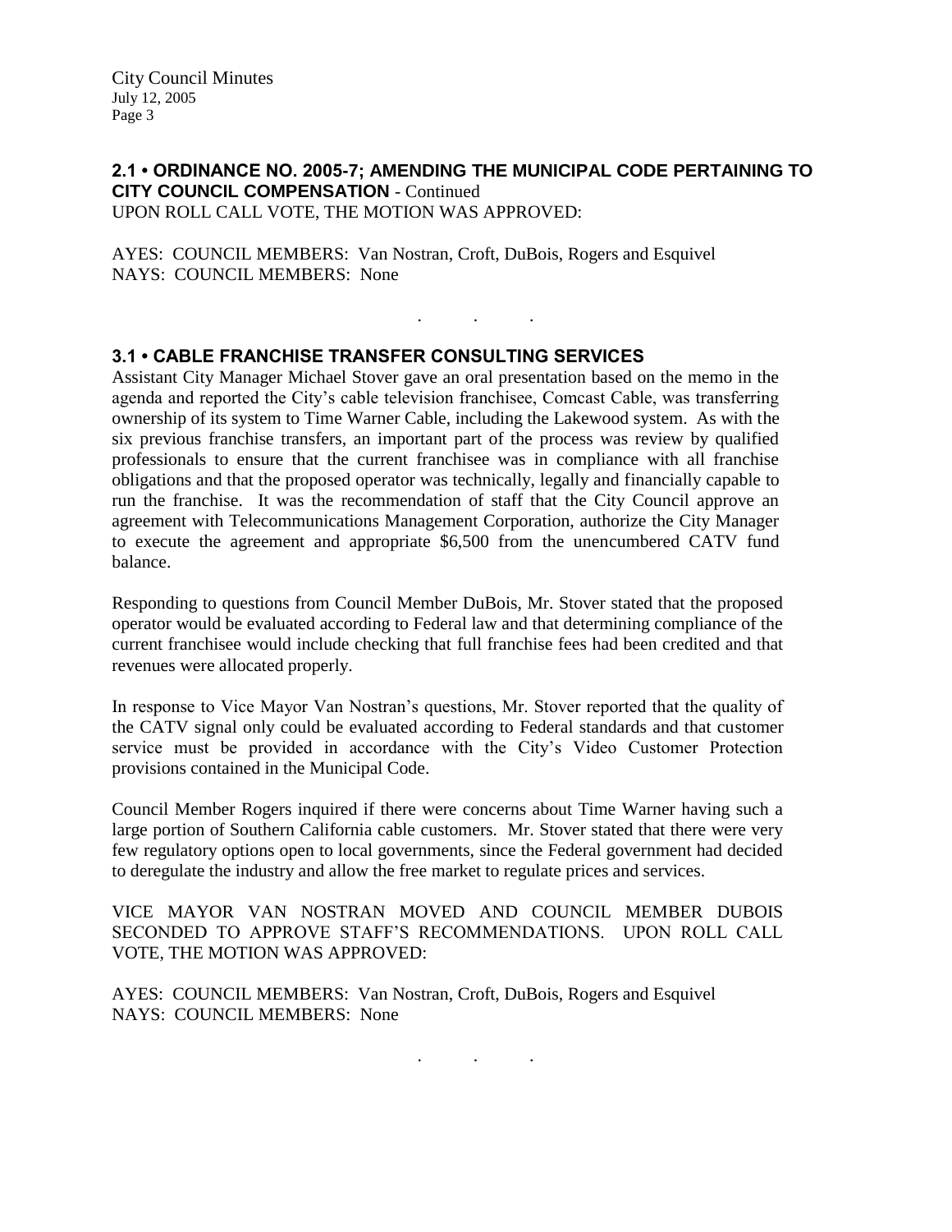## 2.1 • ORDINANCE NO. 2005-7; AMENDING THE MUNICIPAL CODE PERTAINING TO CITY COUNCIL COMPENSATION - Continued

UPON ROLL CALL VOTE, THE MOTION WAS APPROVED:

AYES: COUNCIL MEMBERS: Van Nostran, Croft, DuBois, Rogers and Esquivel
NAYS: COUNCIL MEMBERS: None

. . .

## 3.1 • CABLE FRANCHISE TRANSFER CONSULTING SERVICES

Assistant City Manager Michael Stover gave an oral presentation based on the memo in the agenda and reported the City's cable television franchisee, Comcast Cable, was transferring ownership of its system to Time Warner Cable, including the Lakewood system. As with the six previous franchise transfers, an important part of the process was review by qualified professionals to ensure that the current franchisee was in compliance with all franchise obligations and that the proposed operator was technically, legally and financially capable to run the franchise. It was the recommendation of staff that the City Council approve an agreement with Telecommunications Management Corporation, authorize the City Manager to execute the agreement and appropriate $6,500 from the unencumbered CATV fund balance.

Responding to questions from Council Member DuBois, Mr. Stover stated that the proposed operator would be evaluated according to Federal law and that determining compliance of the current franchisee would include checking that full franchise fees had been credited and that revenues were allocated properly.

In response to Vice Mayor Van Nostran's questions, Mr. Stover reported that the quality of the CATV signal only could be evaluated according to Federal standards and that customer service must be provided in accordance with the City's Video Customer Protection provisions contained in the Municipal Code.

Council Member Rogers inquired if there were concerns about Time Warner having such a large portion of Southern California cable customers. Mr. Stover stated that there were very few regulatory options open to local governments, since the Federal government had decided to deregulate the industry and allow the free market to regulate prices and services.

VICE MAYOR VAN NOSTRAN MOVED AND COUNCIL MEMBER DUBOIS SECONDED TO APPROVE STAFF'S RECOMMENDATIONS. UPON ROLL CALL VOTE, THE MOTION WAS APPROVED:

AYES: COUNCIL MEMBERS: Van Nostran, Croft, DuBois, Rogers and Esquivel
NAYS: COUNCIL MEMBERS: None

. . .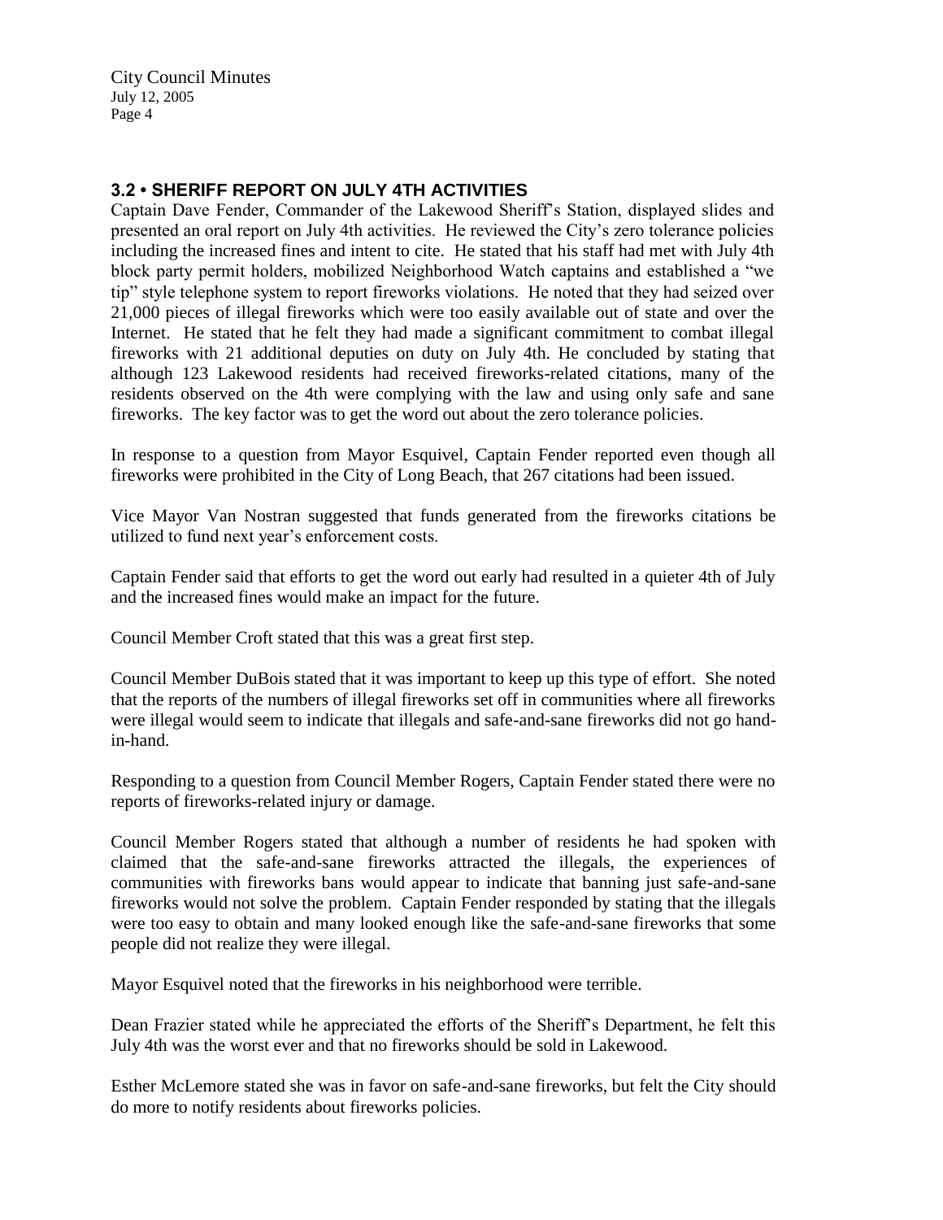## 3.2 • SHERIFF REPORT ON JULY 4TH ACTIVITIES

Captain Dave Fender, Commander of the Lakewood Sheriff's Station, displayed slides and presented an oral report on July 4th activities. He reviewed the City's zero tolerance policies including the increased fines and intent to cite. He stated that his staff had met with July 4th block party permit holders, mobilized Neighborhood Watch captains and established a "we tip" style telephone system to report fireworks violations. He noted that they had seized over 21,000 pieces of illegal fireworks which were too easily available out of state and over the Internet. He stated that he felt they had made a significant commitment to combat illegal fireworks with 21 additional deputies on duty on July 4th. He concluded by stating that although 123 Lakewood residents had received fireworks-related citations, many of the residents observed on the 4th were complying with the law and using only safe and sane fireworks. The key factor was to get the word out about the zero tolerance policies.

In response to a question from Mayor Esquivel, Captain Fender reported even though all fireworks were prohibited in the City of Long Beach, that 267 citations had been issued.

Vice Mayor Van Nostran suggested that funds generated from the fireworks citations be utilized to fund next year's enforcement costs.

Captain Fender said that efforts to get the word out early had resulted in a quieter 4th of July and the increased fines would make an impact for the future.

Council Member Croft stated that this was a great first step.

Council Member DuBois stated that it was important to keep up this type of effort. She noted that the reports of the numbers of illegal fireworks set off in communities where all fireworks were illegal would seem to indicate that illegals and safe-and-sane fireworks did not go hand-in-hand.

Responding to a question from Council Member Rogers, Captain Fender stated there were no reports of fireworks-related injury or damage.

Council Member Rogers stated that although a number of residents he had spoken with claimed that the safe-and-sane fireworks attracted the illegals, the experiences of communities with fireworks bans would appear to indicate that banning just safe-and-sane fireworks would not solve the problem. Captain Fender responded by stating that the illegals were too easy to obtain and many looked enough like the safe-and-sane fireworks that some people did not realize they were illegal.

Mayor Esquivel noted that the fireworks in his neighborhood were terrible.

Dean Frazier stated while he appreciated the efforts of the Sheriff's Department, he felt this July 4th was the worst ever and that no fireworks should be sold in Lakewood.

Esther McLemore stated she was in favor on safe-and-sane fireworks, but felt the City should do more to notify residents about fireworks policies.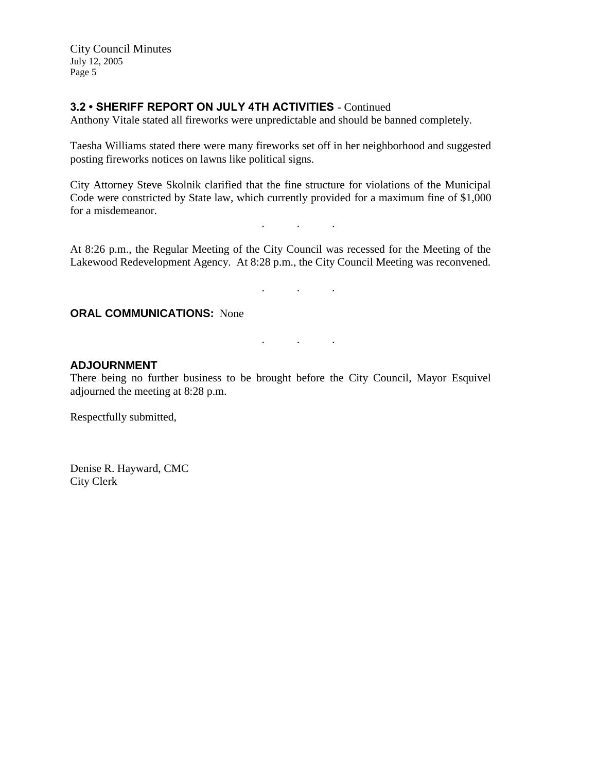### 3.2 • SHERIFF REPORT ON JULY 4TH ACTIVITIES - Continued

Anthony Vitale stated all fireworks were unpredictable and should be banned completely.

Taesha Williams stated there were many fireworks set off in her neighborhood and suggested posting fireworks notices on lawns like political signs.

City Attorney Steve Skolnik clarified that the fine structure for violations of the Municipal Code were constricted by State law, which currently provided for a maximum fine of $1,000 for a misdemeanor.

. . .

At 8:26 p.m., the Regular Meeting of the City Council was recessed for the Meeting of the Lakewood Redevelopment Agency. At 8:28 p.m., the City Council Meeting was reconvened.

. . .

**ORAL COMMUNICATIONS:** None

. . .

### ADJOURNMENT

There being no further business to be brought before the City Council, Mayor Esquivel adjourned the meeting at 8:28 p.m.

Respectfully submitted,

Denise R. Hayward, CMC
City Clerk